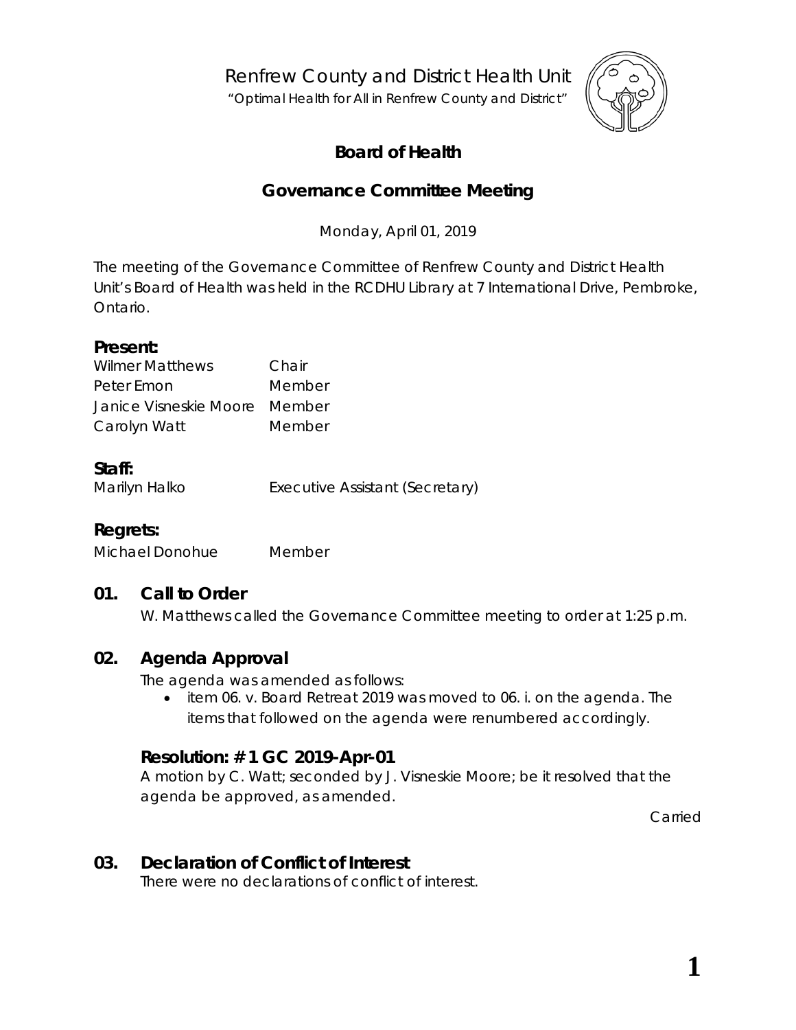# Renfrew County and District Health Unit

*"Optimal Health for All in Renfrew County and District"*

## Board of Health

## Governance Committee Meeting

Monday, April 01, 2019

The meeting of the Governance Committee of Renfrew County and District Health Unit's Board of Health was held in the RCDHU Library at 7 International Drive, Pembroke, Ontario.

### Present:

| | |
|---|---|
| Wilmer Matthews | Chair |
| Peter Emon | Member |
| Janice Visneskie Moore | Member |
| Carolyn Watt | Member |

### Staff:

| | |
|---|---|
| Marilyn Halko | Executive Assistant (Secretary) |

### Regrets:

| | |
|---|---|
| Michael Donohue | Member |

## 01. Call to Order

W. Matthews called the Governance Committee meeting to order at 1:25 p.m.

## 02. Agenda Approval

The agenda was amended as follows:

- item 06. v. Board Retreat 2019 was moved to 06. i. on the agenda. The items that followed on the agenda were renumbered accordingly.

### Resolution: # 1 GC 2019-Apr-01

A motion by C. Watt; seconded by J. Visneskie Moore; be it resolved that the agenda be approved, as amended.

Carried

## 03. Declaration of Conflict of Interest

There were no declarations of conflict of interest.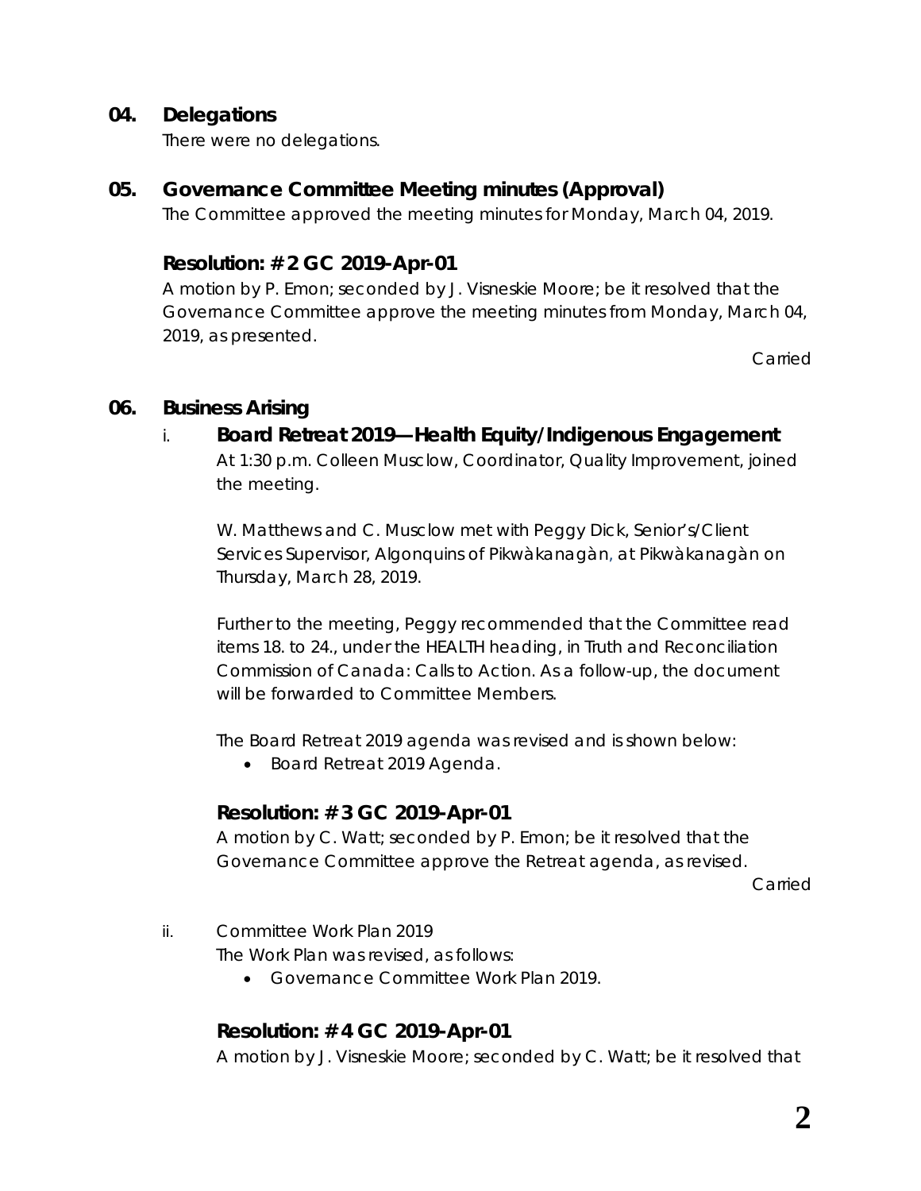## 04. Delegations

There were no delegations.

## 05. Governance Committee Meeting minutes (Approval)

The Committee approved the meeting minutes for Monday, March 04, 2019.

### Resolution: # 2 GC 2019-Apr-01

A motion by P. Emon; seconded by J. Visneskie Moore; be it resolved that the Governance Committee approve the meeting minutes from Monday, March 04, 2019, as presented.

Carried

## 06. Business Arising

### i. Board Retreat 2019—Health Equity/Indigenous Engagement

At 1:30 p.m. Colleen Musclow, Coordinator, Quality Improvement, joined the meeting.

W. Matthews and C. Musclow met with Peggy Dick, Senior's/Client Services Supervisor, Algonquins of Pikwàkanagàn, at Pikwàkanagàn on Thursday, March 28, 2019.

Further to the meeting, Peggy recommended that the Committee read items 18. to 24., under the HEALTH heading, in Truth and Reconciliation Commission of Canada: Calls to Action. As a follow-up, the document will be forwarded to Committee Members.

The Board Retreat 2019 agenda was revised and is shown below:

- Board Retreat 2019 Agenda.

### Resolution: # 3 GC 2019-Apr-01

A motion by C. Watt; seconded by P. Emon; be it resolved that the Governance Committee approve the Retreat agenda, as revised.

Carried

ii. Committee Work Plan 2019

The Work Plan was revised, as follows:

- Governance Committee Work Plan 2019.

### Resolution: # 4 GC 2019-Apr-01

A motion by J. Visneskie Moore; seconded by C. Watt; be it resolved that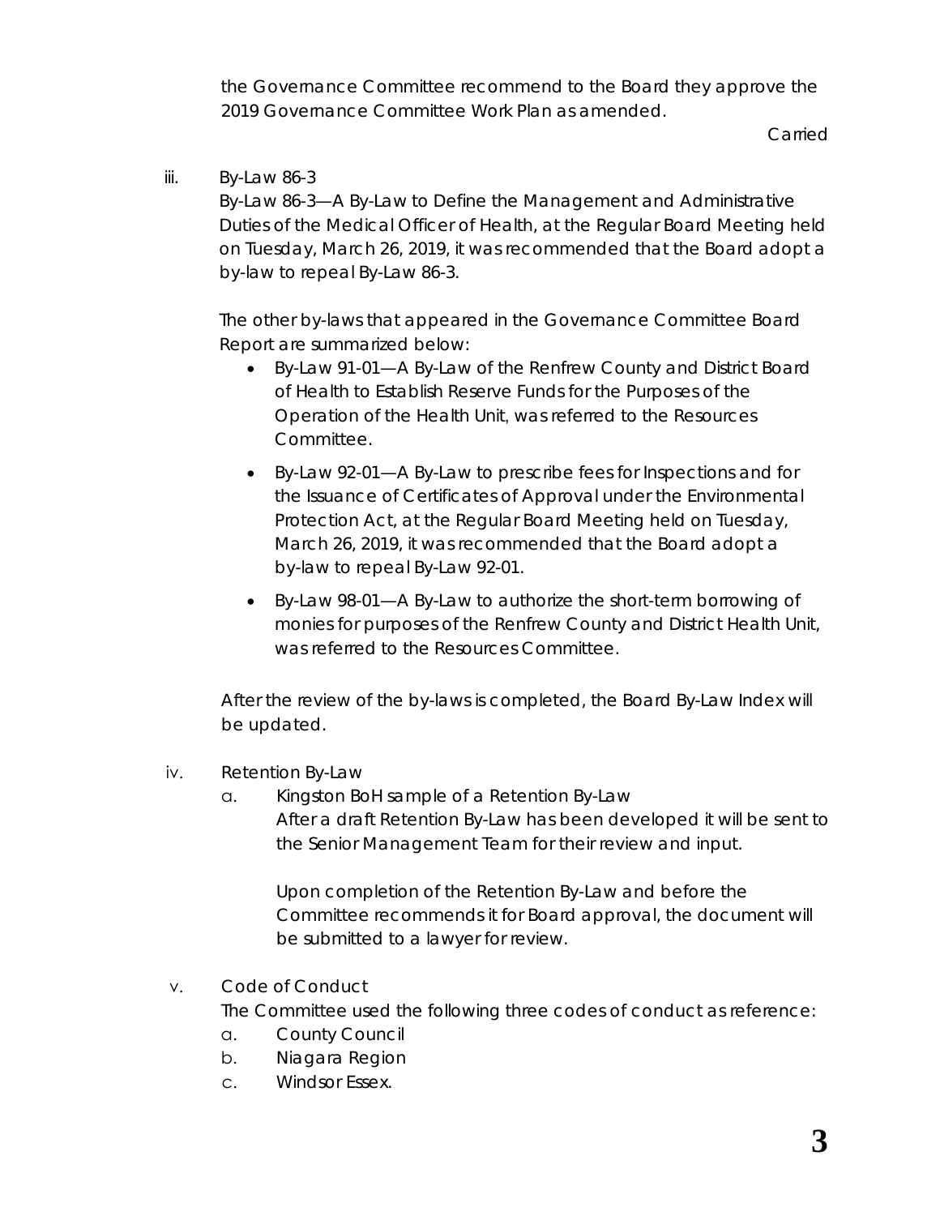the Governance Committee recommend to the Board they approve the 2019 Governance Committee Work Plan as amended.

Carried

iii. By-Law 86-3

By-Law 86-3—A By-Law to Define the Management and Administrative Duties of the Medical Officer of Health, at the Regular Board Meeting held on Tuesday, March 26, 2019, it was recommended that the Board adopt a by-law to repeal By-Law 86-3.

The other by-laws that appeared in the Governance Committee Board Report are summarized below:

- By-Law 91-01—A By-Law of the Renfrew County and District Board of Health to Establish Reserve Funds for the Purposes of the Operation of the Health Unit, was referred to the Resources Committee.
- By-Law 92-01—A By-Law to prescribe fees for Inspections and for the Issuance of Certificates of Approval under the Environmental Protection Act, at the Regular Board Meeting held on Tuesday, March 26, 2019, it was recommended that the Board adopt a by-law to repeal By-Law 92-01.
- By-Law 98-01—A By-Law to authorize the short-term borrowing of monies for purposes of the Renfrew County and District Health Unit, was referred to the Resources Committee.

After the review of the by-laws is completed, the Board By-Law Index will be updated.

iv. Retention By-Law

a. Kingston BoH sample of a Retention By-Law

After a draft Retention By-Law has been developed it will be sent to the Senior Management Team for their review and input.

Upon completion of the Retention By-Law and before the Committee recommends it for Board approval, the document will be submitted to a lawyer for review.

v. Code of Conduct

The Committee used the following three codes of conduct as reference:

a. County Council
b. Niagara Region
c. Windsor Essex.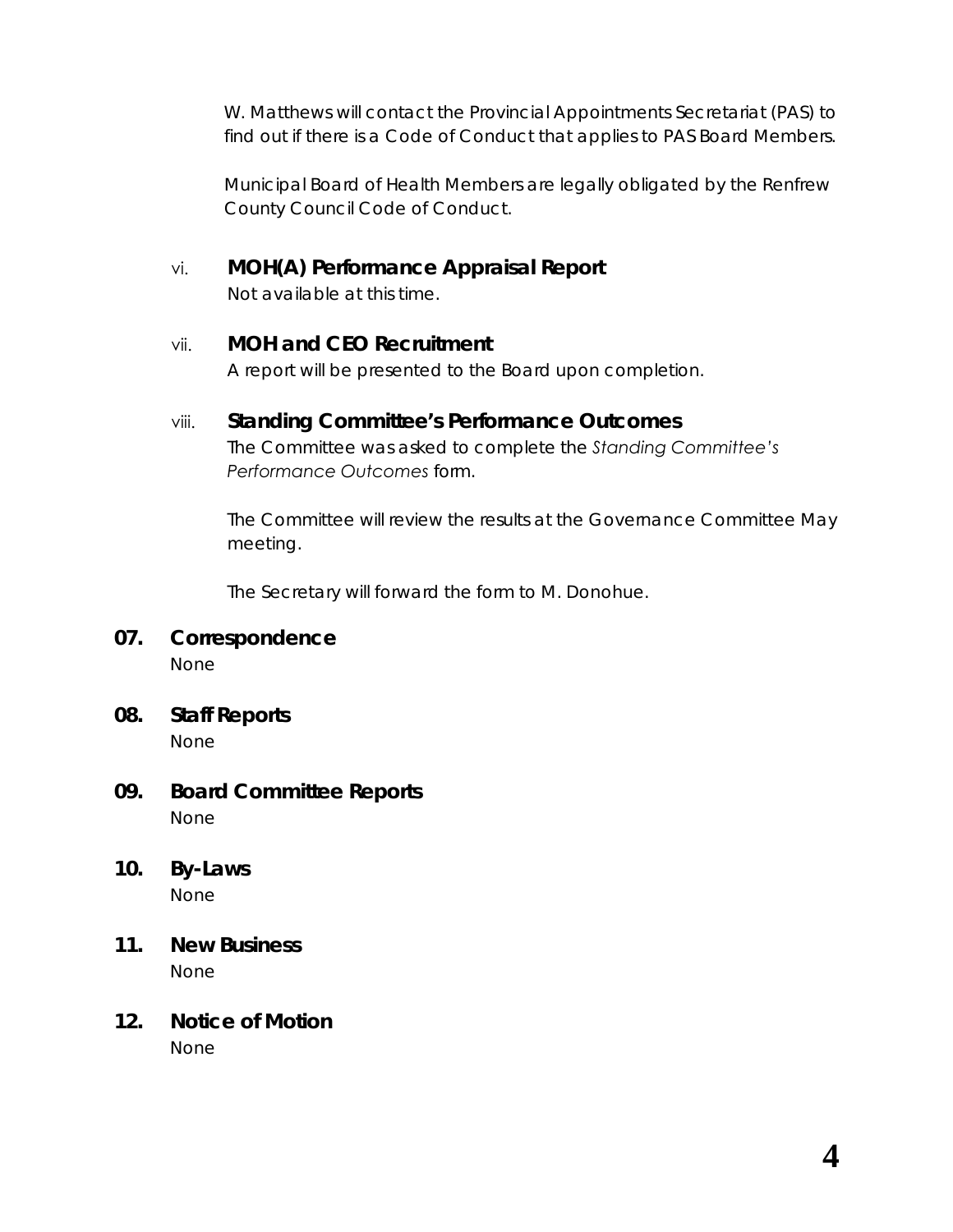W. Matthews will contact the Provincial Appointments Secretariat (PAS) to find out if there is a Code of Conduct that applies to PAS Board Members.

Municipal Board of Health Members are legally obligated by the Renfrew County Council Code of Conduct.

vi. **MOH(A) Performance Appraisal Report**

Not available at this time.

vii. **MOH and CEO Recruitment**

A report will be presented to the Board upon completion.

viii. **Standing Committee's Performance Outcomes**

The Committee was asked to complete the *Standing Committee's Performance Outcomes* form.

The Committee will review the results at the Governance Committee May meeting.

The Secretary will forward the form to M. Donohue.

## 07. Correspondence

None

## 08. Staff Reports

None

## 09. Board Committee Reports

None

## 10. By-Laws

None

## 11. New Business

None

## 12. Notice of Motion

None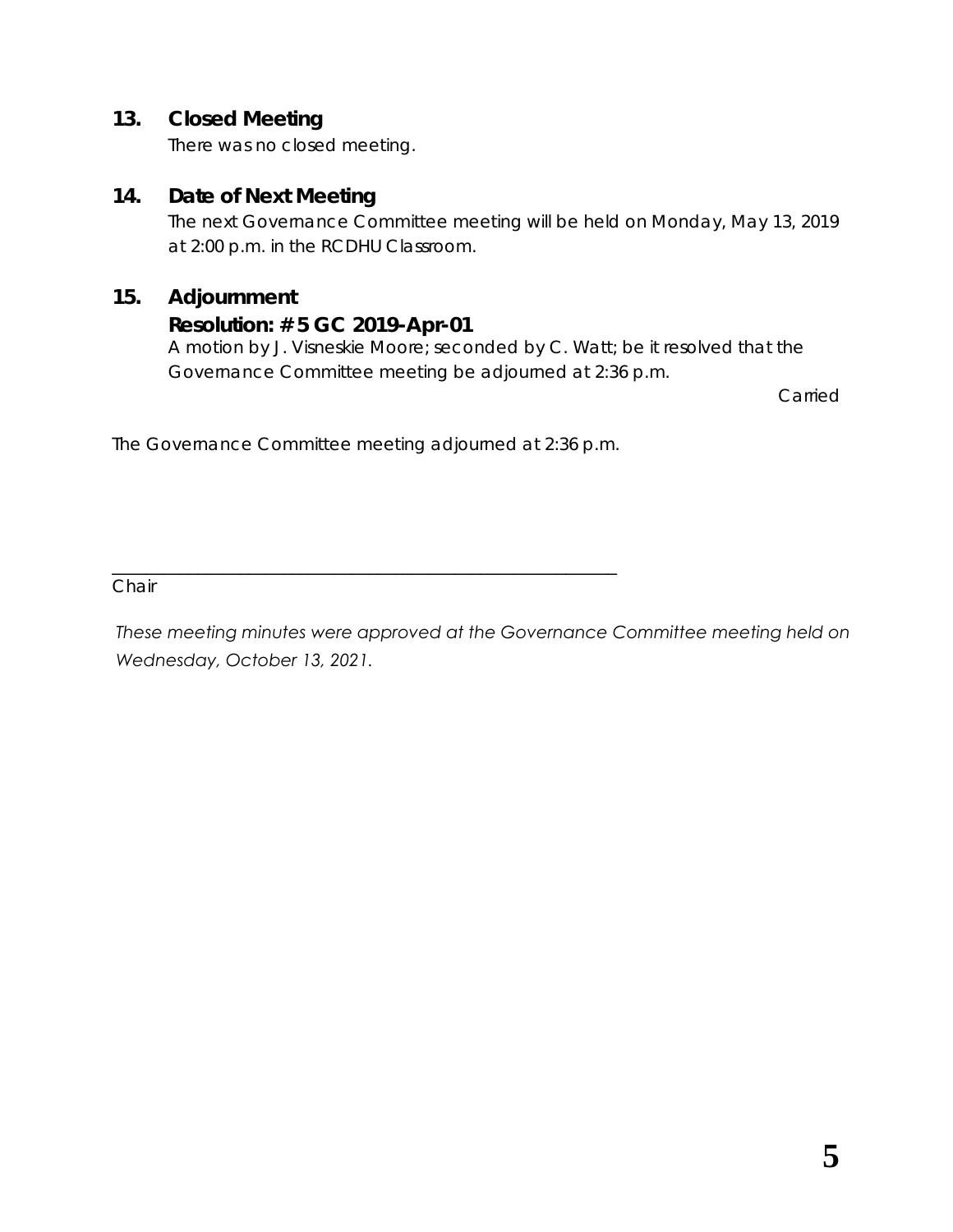## 13. Closed Meeting

There was no closed meeting.

## 14. Date of Next Meeting

The next Governance Committee meeting will be held on Monday, May 13, 2019 at 2:00 p.m. in the RCDHU Classroom.

## 15. Adjournment

**Resolution: # 5 GC 2019-Apr-01**

A motion by J. Visneskie Moore; seconded by C. Watt; be it resolved that the Governance Committee meeting be adjourned at 2:36 p.m.

Carried

The Governance Committee meeting adjourned at 2:36 p.m.

\_\_\_\_\_\_\_\_\_\_\_\_\_\_\_\_\_\_\_\_\_\_\_\_\_\_\_\_\_\_\_\_\_\_\_\_\_\_\_\_\_\_\_\_\_\_\_\_\_\_\_\_\_\_

Chair

*These meeting minutes were approved at the Governance Committee meeting held on Wednesday, October 13, 2021.*